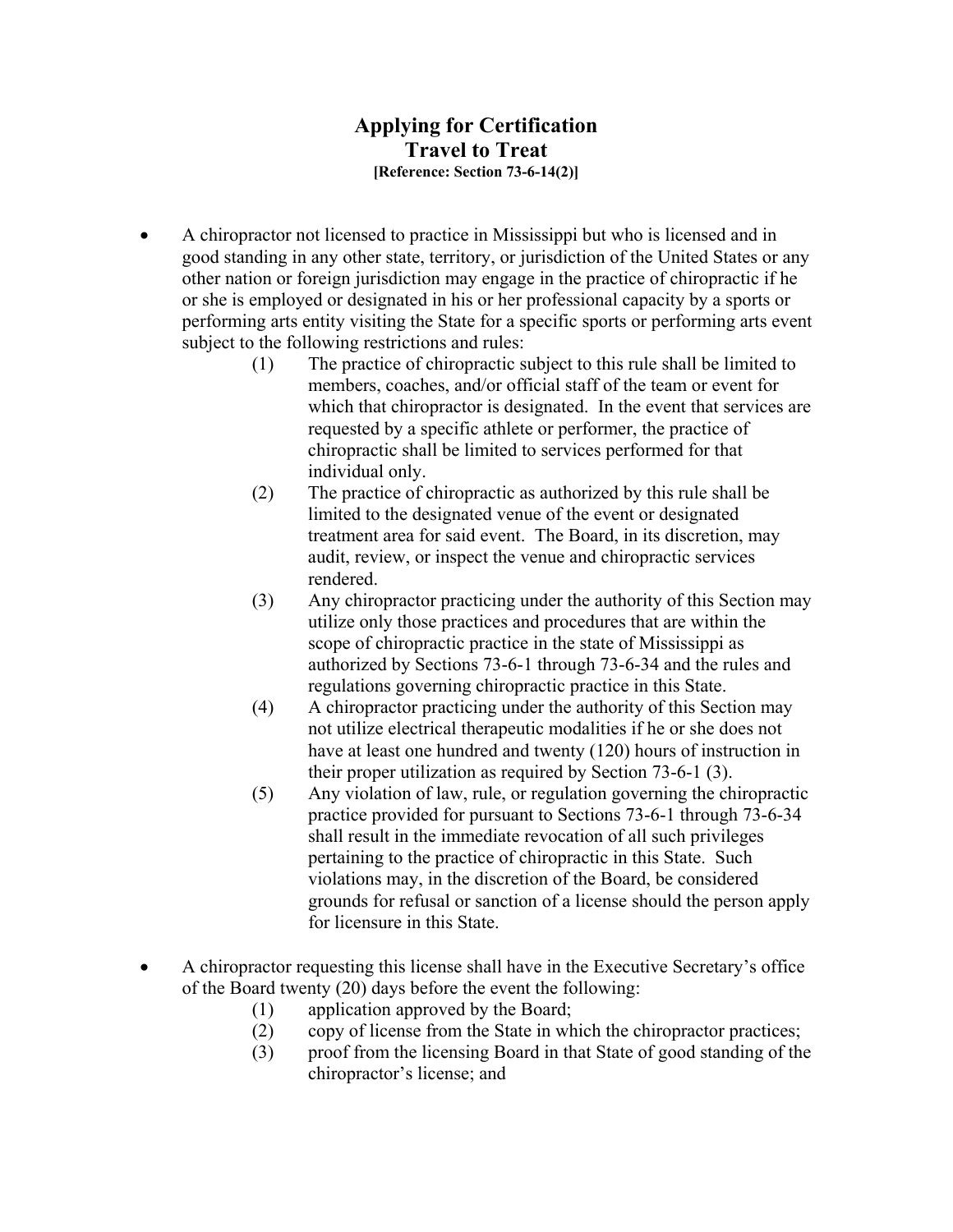# Applying for Certification
## Travel to Treat
**[Reference: Section 73-6-14(2)]**

- A chiropractor not licensed to practice in Mississippi but who is licensed and in good standing in any other state, territory, or jurisdiction of the United States or any other nation or foreign jurisdiction may engage in the practice of chiropractic if he or she is employed or designated in his or her professional capacity by a sports or performing arts entity visiting the State for a specific sports or performing arts event subject to the following restrictions and rules:

  (1) The practice of chiropractic subject to this rule shall be limited to members, coaches, and/or official staff of the team or event for which that chiropractor is designated. In the event that services are requested by a specific athlete or performer, the practice of chiropractic shall be limited to services performed for that individual only.

  (2) The practice of chiropractic as authorized by this rule shall be limited to the designated venue of the event or designated treatment area for said event. The Board, in its discretion, may audit, review, or inspect the venue and chiropractic services rendered.

  (3) Any chiropractor practicing under the authority of this Section may utilize only those practices and procedures that are within the scope of chiropractic practice in the state of Mississippi as authorized by Sections 73-6-1 through 73-6-34 and the rules and regulations governing chiropractic practice in this State.

  (4) A chiropractor practicing under the authority of this Section may not utilize electrical therapeutic modalities if he or she does not have at least one hundred and twenty (120) hours of instruction in their proper utilization as required by Section 73-6-1 (3).

  (5) Any violation of law, rule, or regulation governing the chiropractic practice provided for pursuant to Sections 73-6-1 through 73-6-34 shall result in the immediate revocation of all such privileges pertaining to the practice of chiropractic in this State. Such violations may, in the discretion of the Board, be considered grounds for refusal or sanction of a license should the person apply for licensure in this State.

- A chiropractor requesting this license shall have in the Executive Secretary's office of the Board twenty (20) days before the event the following:

  (1) application approved by the Board;

  (2) copy of license from the State in which the chiropractor practices;

  (3) proof from the licensing Board in that State of good standing of the chiropractor's license; and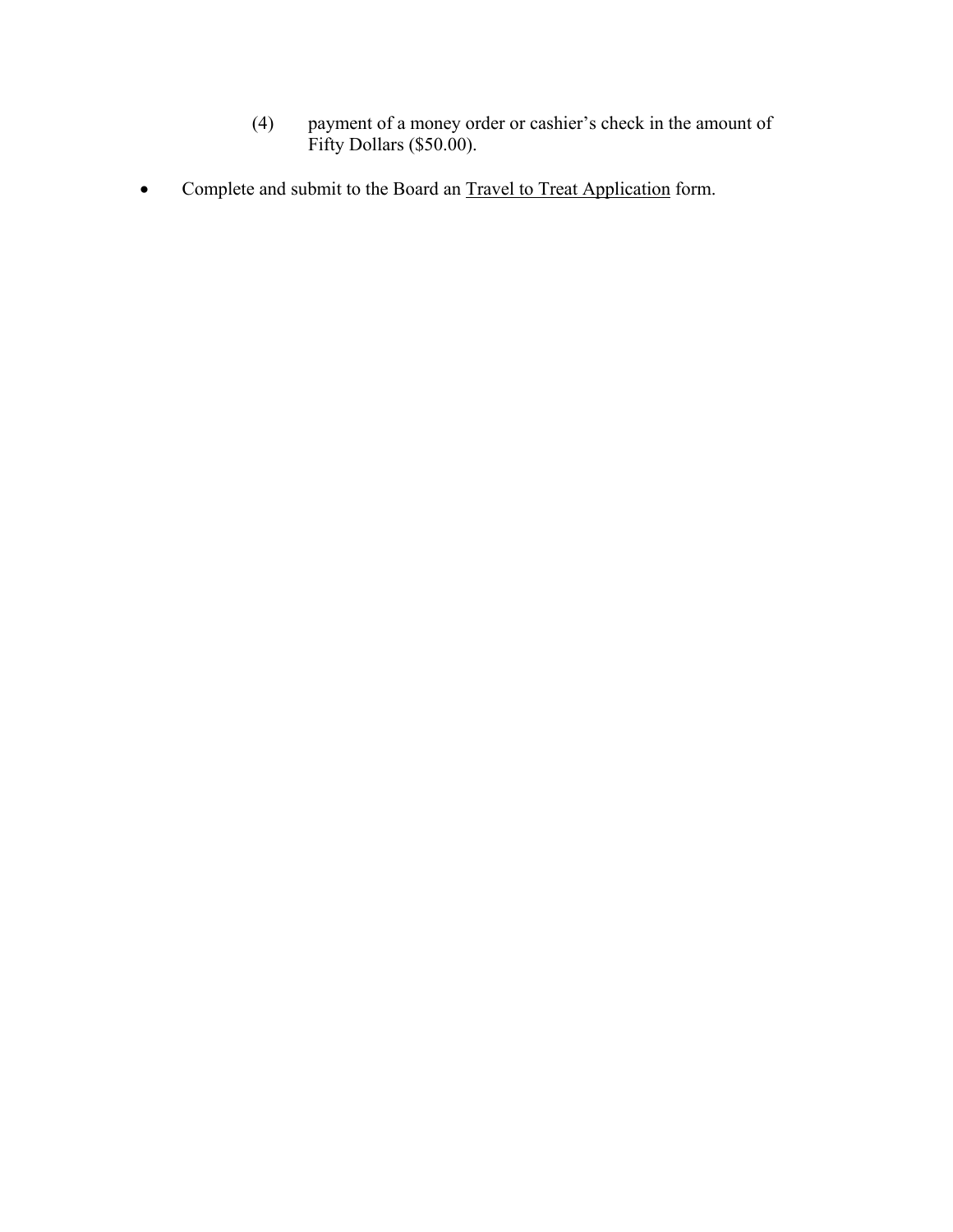(4) payment of a money order or cashier's check in the amount of Fifty Dollars ($50.00).

- Complete and submit to the Board an Travel to Treat Application form.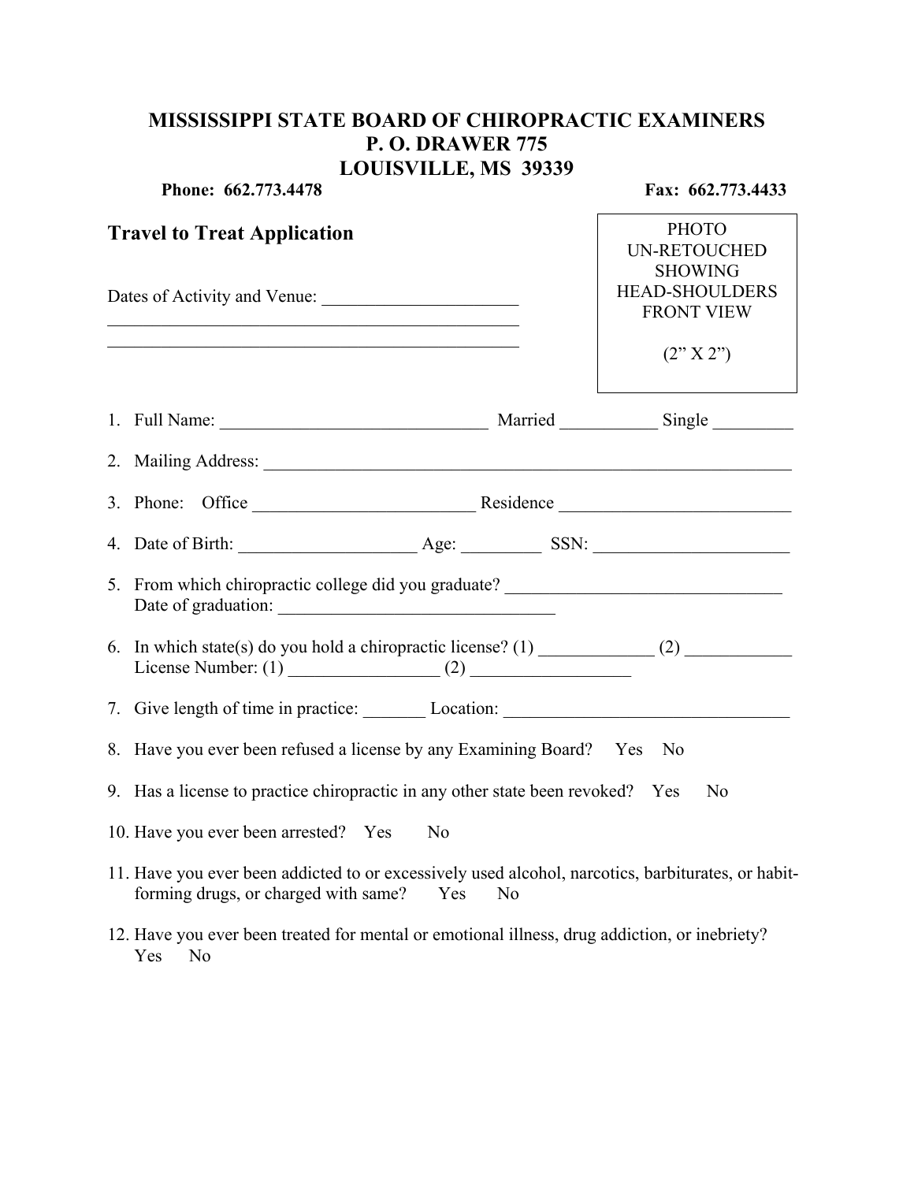# MISSISSIPPI STATE BOARD OF CHIROPRACTIC EXAMINERS
# P. O. DRAWER 775
# LOUISVILLE, MS 39339

**Phone: 662.773.4478** **Fax: 662.773.4433**

## Travel to Treat Application

PHOTO
UN-RETOUCHED
SHOWING
HEAD-SHOULDERS
FRONT VIEW

(2" X 2")

Dates of Activity and Venue: ______________________
_______________________________________________
_______________________________________________

1. Full Name: ______________________________ Married ___________ Single _________
2. Mailing Address: ____________________________________________________________
3. Phone: Office _________________________ Residence __________________________
4. Date of Birth: ____________________ Age: _________ SSN: ______________________
5. From which chiropractic college did you graduate? _______________________________
   Date of graduation: _______________________________
6. In which state(s) do you hold a chiropractic license? (1) _____________ (2) ____________
   License Number: (1) _________________ (2) _________________
7. Give length of time in practice: _______ Location: ________________________________
8. Have you ever been refused a license by any Examining Board? Yes No
9. Has a license to practice chiropractic in any other state been revoked? Yes No
10. Have you ever been arrested? Yes No
11. Have you ever been addicted to or excessively used alcohol, narcotics, barbiturates, or habit-forming drugs, or charged with same? Yes No
12. Have you ever been treated for mental or emotional illness, drug addiction, or inebriety?
    Yes No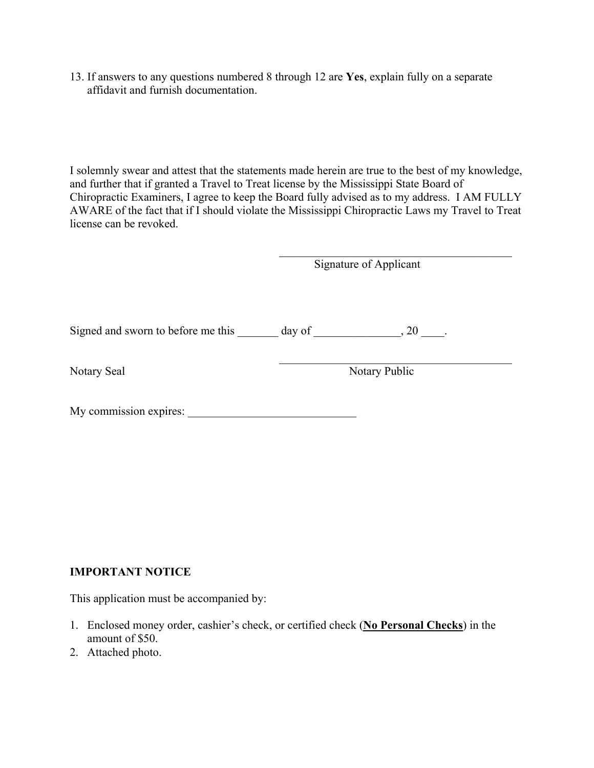13. If answers to any questions numbered 8 through 12 are **Yes**, explain fully on a separate affidavit and furnish documentation.

I solemnly swear and attest that the statements made herein are true to the best of my knowledge, and further that if granted a Travel to Treat license by the Mississippi State Board of Chiropractic Examiners, I agree to keep the Board fully advised as to my address. I AM FULLY AWARE of the fact that if I should violate the Mississippi Chiropractic Laws my Travel to Treat license can be revoked.

\_\_\_\_\_\_\_\_\_\_\_\_\_\_\_\_\_\_\_\_\_\_\_\_\_\_\_\_\_\_\_\_\_\_\_\_\_\_\_\_
Signature of Applicant

Signed and sworn to before me this \_\_\_\_\_\_\_ day of \_\_\_\_\_\_\_\_\_\_\_\_\_\_\_, 20 \_\_\_\_.

Notary Seal

\_\_\_\_\_\_\_\_\_\_\_\_\_\_\_\_\_\_\_\_\_\_\_\_\_\_\_\_\_\_\_\_\_\_\_\_\_\_\_\_
Notary Public

My commission expires: \_\_\_\_\_\_\_\_\_\_\_\_\_\_\_\_\_\_\_\_\_\_\_\_\_\_\_\_\_

**IMPORTANT NOTICE**

This application must be accompanied by:

1. Enclosed money order, cashier's check, or certified check (**No Personal Checks**) in the amount of $50.
2. Attached photo.